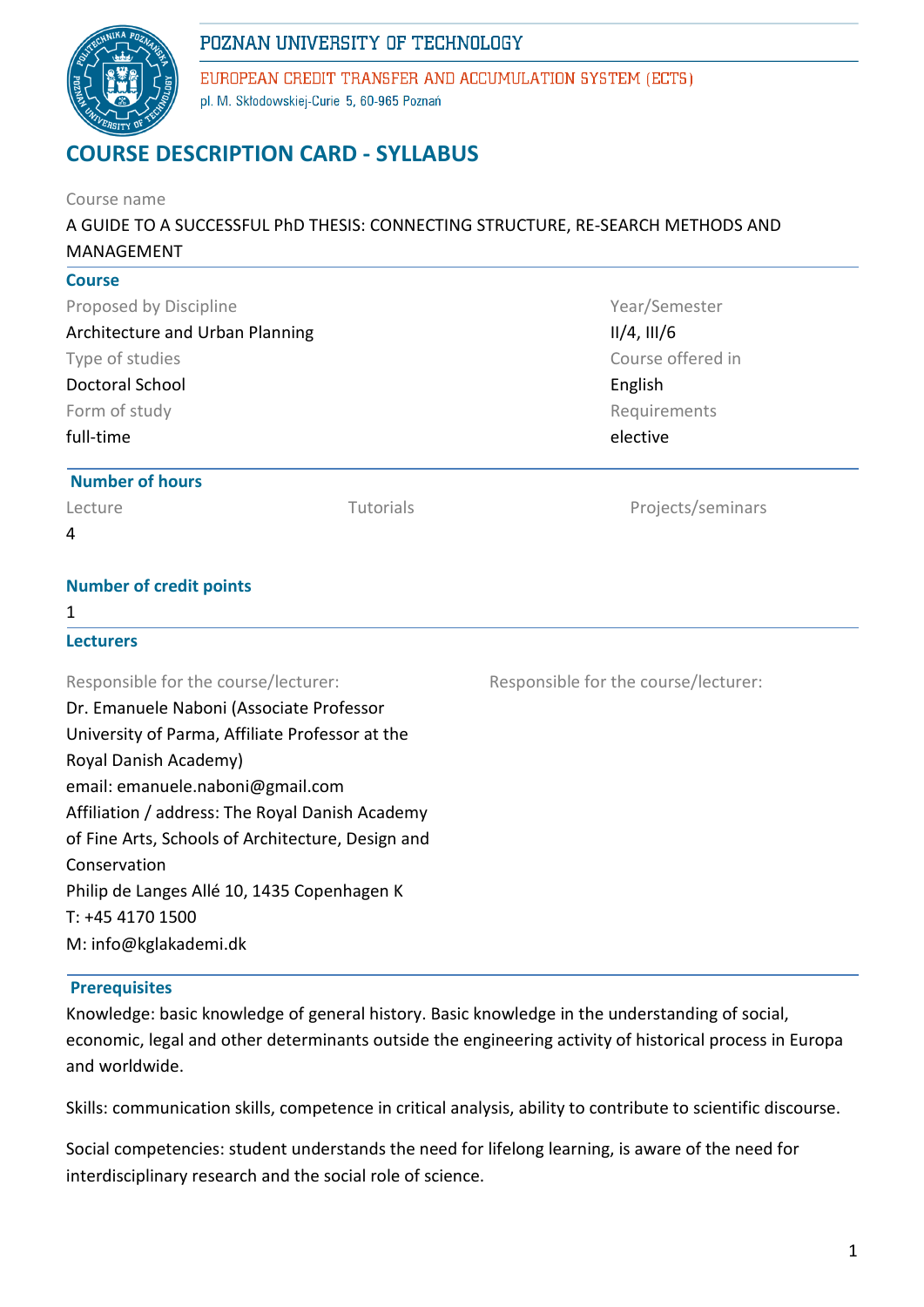POZNAN UNIVERSITY OF TECHNOLOGY

EUROPEAN CREDIT TRANSFER AND ACCUMULATION SYSTEM (ECTS)

pl. M. Skłodowskiej-Curie 5, 60-965 Poznań

# COURSE DESCRIPTION CARD - SYLLABUS

Course name

A GUIDE TO A SUCCESSFUL PhD THESIS: CONNECTING STRUCTURE, RE-SEARCH METHODS AND MANAGEMENT

## Course

Proposed by Discipline

Architecture and Urban Planning

Type of studies

Doctoral School

Form of study

full-time

Year/Semester

II/4, III/6

Course offered in

English

Requirements

elective

## Number of hours

| Lecture | Tutorials | Projects/seminars |
|---|---|---|
| 4 | | |

## Number of credit points

1

## Lecturers

Responsible for the course/lecturer:

Dr. Emanuele Naboni (Associate Professor University of Parma, Affiliate Professor at the Royal Danish Academy)

email: emanuele.naboni@gmail.com

Affiliation / address: The Royal Danish Academy of Fine Arts, Schools of Architecture, Design and Conservation

Philip de Langes Allé 10, 1435 Copenhagen K

T: +45 4170 1500

M: info@kglakademi.dk

Responsible for the course/lecturer:

## Prerequisites

Knowledge: basic knowledge of general history. Basic knowledge in the understanding of social, economic, legal and other determinants outside the engineering activity of historical process in Europa and worldwide.

Skills: communication skills, competence in critical analysis, ability to contribute to scientific discourse.

Social competencies: student understands the need for lifelong learning, is aware of the need for interdisciplinary research and the social role of science.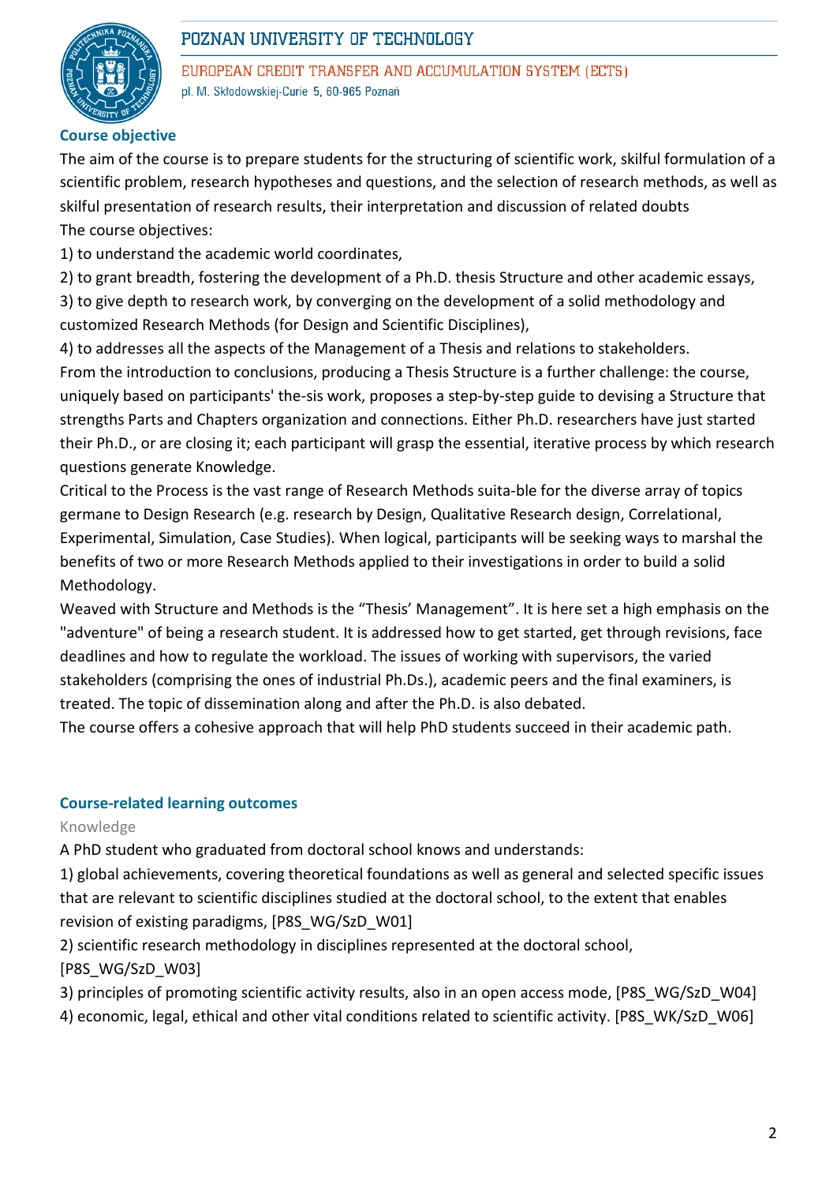## Course objective

The aim of the course is to prepare students for the structuring of scientific work, skilful formulation of a scientific problem, research hypotheses and questions, and the selection of research methods, as well as skilful presentation of research results, their interpretation and discussion of related doubts

The course objectives:

1) to understand the academic world coordinates,

2) to grant breadth, fostering the development of a Ph.D. thesis Structure and other academic essays,

3) to give depth to research work, by converging on the development of a solid methodology and customized Research Methods (for Design and Scientific Disciplines),

4) to addresses all the aspects of the Management of a Thesis and relations to stakeholders.

From the introduction to conclusions, producing a Thesis Structure is a further challenge: the course, uniquely based on participants' the-sis work, proposes a step-by-step guide to devising a Structure that strengths Parts and Chapters organization and connections. Either Ph.D. researchers have just started their Ph.D., or are closing it; each participant will grasp the essential, iterative process by which research questions generate Knowledge.

Critical to the Process is the vast range of Research Methods suita-ble for the diverse array of topics germane to Design Research (e.g. research by Design, Qualitative Research design, Correlational, Experimental, Simulation, Case Studies). When logical, participants will be seeking ways to marshal the benefits of two or more Research Methods applied to their investigations in order to build a solid Methodology.

Weaved with Structure and Methods is the “Thesis’ Management”. It is here set a high emphasis on the "adventure" of being a research student. It is addressed how to get started, get through revisions, face deadlines and how to regulate the workload. The issues of working with supervisors, the varied stakeholders (comprising the ones of industrial Ph.Ds.), academic peers and the final examiners, is treated. The topic of dissemination along and after the Ph.D. is also debated.

The course offers a cohesive approach that will help PhD students succeed in their academic path.

## Course-related learning outcomes

Knowledge

A PhD student who graduated from doctoral school knows and understands:

1) global achievements, covering theoretical foundations as well as general and selected specific issues that are relevant to scientific disciplines studied at the doctoral school, to the extent that enables revision of existing paradigms, [P8S_WG/SzD_W01]

2) scientific research methodology in disciplines represented at the doctoral school, [P8S_WG/SzD_W03]

3) principles of promoting scientific activity results, also in an open access mode, [P8S_WG/SzD_W04]

4) economic, legal, ethical and other vital conditions related to scientific activity. [P8S_WK/SzD_W06]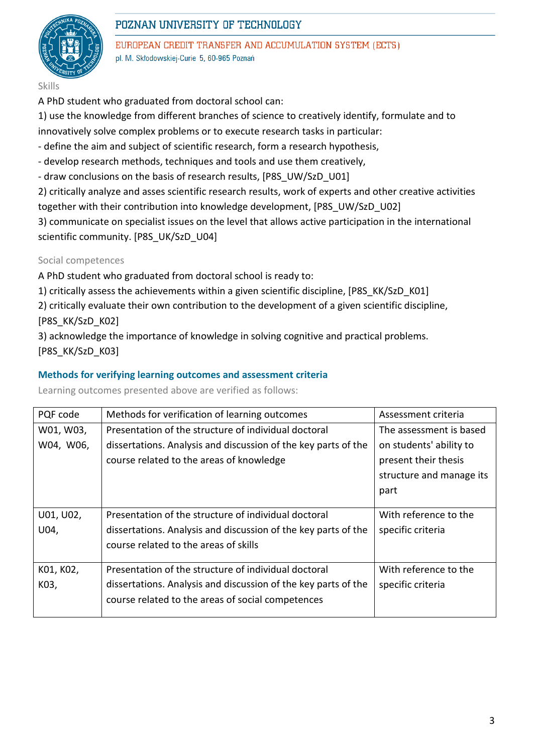Skills

A PhD student who graduated from doctoral school can:

1) use the knowledge from different branches of science to creatively identify, formulate and to innovatively solve complex problems or to execute research tasks in particular:

- define the aim and subject of scientific research, form a research hypothesis,
- develop research methods, techniques and tools and use them creatively,
- draw conclusions on the basis of research results, [P8S_UW/SzD_U01]

2) critically analyze and asses scientific research results, work of experts and other creative activities together with their contribution into knowledge development, [P8S_UW/SzD_U02]

3) communicate on specialist issues on the level that allows active participation in the international scientific community. [P8S_UK/SzD_U04]

Social competences

A PhD student who graduated from doctoral school is ready to:

1) critically assess the achievements within a given scientific discipline, [P8S_KK/SzD_K01]

2) critically evaluate their own contribution to the development of a given scientific discipline, [P8S_KK/SzD_K02]

3) acknowledge the importance of knowledge in solving cognitive and practical problems. [P8S_KK/SzD_K03]

## Methods for verifying learning outcomes and assessment criteria

Learning outcomes presented above are verified as follows:

| PQF code | Methods for verification of learning outcomes | Assessment criteria |
|---|---|---|
| W01, W03, W04, W06, | Presentation of the structure of individual doctoral dissertations. Analysis and discussion of the key parts of the course related to the areas of knowledge | The assessment is based on students' ability to present their thesis structure and manage its part |
| U01, U02, U04, | Presentation of the structure of individual doctoral dissertations. Analysis and discussion of the key parts of the course related to the areas of skills | With reference to the specific criteria |
| K01, K02, K03, | Presentation of the structure of individual doctoral dissertations. Analysis and discussion of the key parts of the course related to the areas of social competences | With reference to the specific criteria |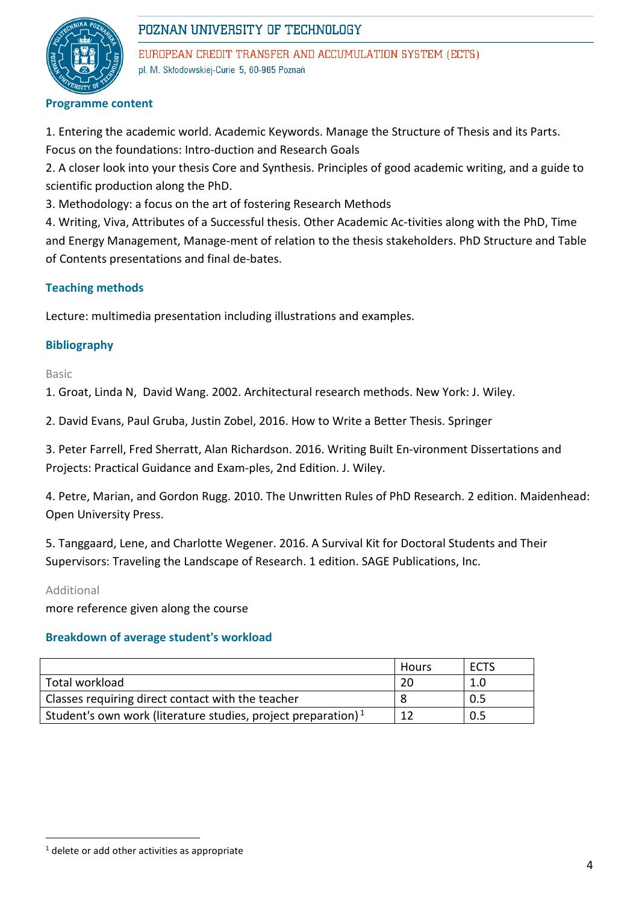## Programme content

1. Entering the academic world. Academic Keywords. Manage the Structure of Thesis and its Parts. Focus on the foundations: Intro-duction and Research Goals
2. A closer look into your thesis Core and Synthesis. Principles of good academic writing, and a guide to scientific production along the PhD.
3. Methodology: a focus on the art of fostering Research Methods
4. Writing, Viva, Attributes of a Successful thesis. Other Academic Ac-tivities along with the PhD, Time and Energy Management, Manage-ment of relation to the thesis stakeholders. PhD Structure and Table of Contents presentations and final de-bates.

## Teaching methods

Lecture: multimedia presentation including illustrations and examples.

## Bibliography

Basic

1. Groat, Linda N, David Wang. 2002. Architectural research methods. New York: J. Wiley.

2. David Evans, Paul Gruba, Justin Zobel, 2016. How to Write a Better Thesis. Springer

3. Peter Farrell, Fred Sherratt, Alan Richardson. 2016. Writing Built En-vironment Dissertations and Projects: Practical Guidance and Exam-ples, 2nd Edition. J. Wiley.

4. Petre, Marian, and Gordon Rugg. 2010. The Unwritten Rules of PhD Research. 2 edition. Maidenhead: Open University Press.

5. Tanggaard, Lene, and Charlotte Wegener. 2016. A Survival Kit for Doctoral Students and Their Supervisors: Traveling the Landscape of Research. 1 edition. SAGE Publications, Inc.

Additional

more reference given along the course

## Breakdown of average student's workload

| | Hours | ECTS |
|---|---|---|
| Total workload | 20 | 1.0 |
| Classes requiring direct contact with the teacher | 8 | 0.5 |
| Student's own work (literature studies, project preparation) [1] | 12 | 0.5 |

[1] delete or add other activities as appropriate